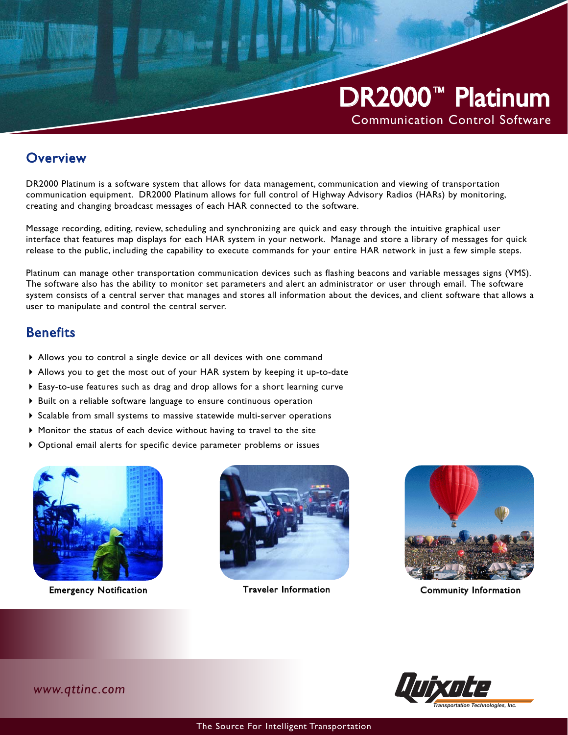# DR2000™ Platinum

Communication Control Software

## Overview

DR2000 Platinum is a software system that allows for data management, communication and viewing of transportation communication equipment. DR2000 Platinum allows for full control of Highway Advisory Radios (HARs) by monitoring, creating and changing broadcast messages of each HAR connected to the software.

Message recording, editing, review, scheduling and synchronizing are quick and easy through the intuitive graphical user interface that features map displays for each HAR system in your network. Manage and store a library of messages for quick release to the public, including the capability to execute commands for your entire HAR network in just a few simple steps.

Platinum can manage other transportation communication devices such as flashing beacons and variable messages signs (VMS). The software also has the ability to monitor set parameters and alert an administrator or user through email. The software system consists of a central server that manages and stores all information about the devices, and client software that allows a user to manipulate and control the central server.

## Benefits

- Allows you to control a single device or all devices with one command
- Allows you to get the most out of your HAR system by keeping it up-to-date
- Easy-to-use features such as drag and drop allows for a short learning curve
- Built on a reliable software language to ensure continuous operation
- Scalable from small systems to massive statewide multi-server operations
- Monitor the status of each device without having to travel to the site
- Optional email alerts for specific device parameter problems or issues

Emergency Notification

Traveler Information

Community Information

*www.qttinc.com*

Quixote Transportation Technologies, Inc.

The Source For Intelligent Transportation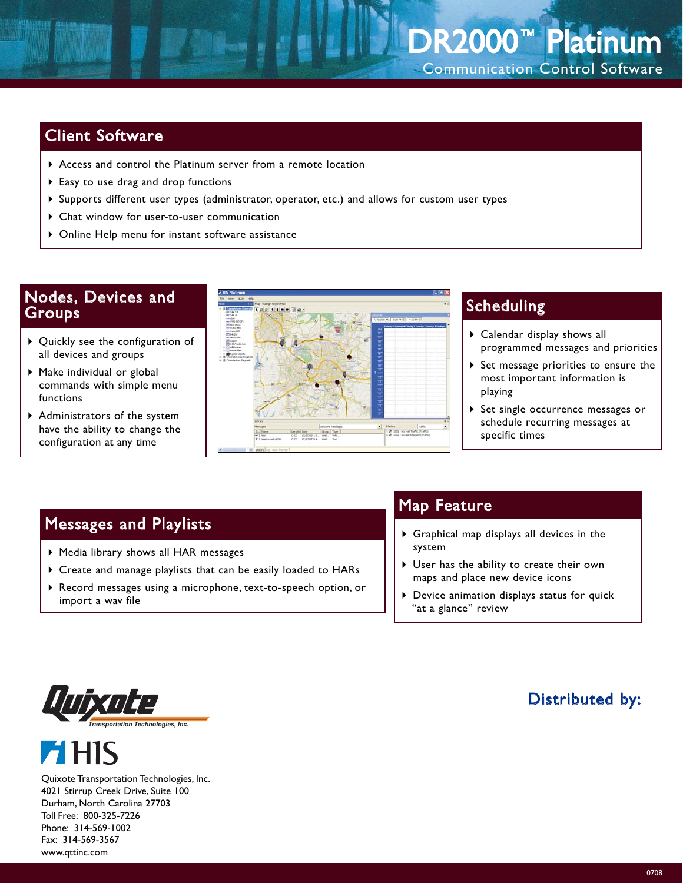# DR2000™ Platinum

Communication Control Software

## Client Software

- Access and control the Platinum server from a remote location
- Easy to use drag and drop functions
- Supports different user types (administrator, operator, etc.) and allows for custom user types
- Chat window for user-to-user communication
- Online Help menu for instant software assistance

## Nodes, Devices and Groups

- Quickly see the configuration of all devices and groups
- Make individual or global commands with simple menu functions
- Administrators of the system have the ability to change the configuration at any time

## Scheduling

- Calendar display shows all programmed messages and priorities
- Set message priorities to ensure the most important information is playing
- Set single occurrence messages or schedule recurring messages at specific times

## Messages and Playlists

- Media library shows all HAR messages
- Create and manage playlists that can be easily loaded to HARs
- Record messages using a microphone, text-to-speech option, or import a wav file

## Map Feature

- Graphical map displays all devices in the system
- User has the ability to create their own maps and place new device icons
- Device animation displays status for quick "at a glance" review

Quixote Transportation Technologies, Inc.

HIS

Quixote Transportation Technologies, Inc.
4021 Stirrup Creek Drive, Suite 100
Durham, North Carolina 27703
Toll Free: 800-325-7226
Phone: 314-569-1002
Fax: 314-569-3567
www.qttinc.com

**Distributed by:**

0708